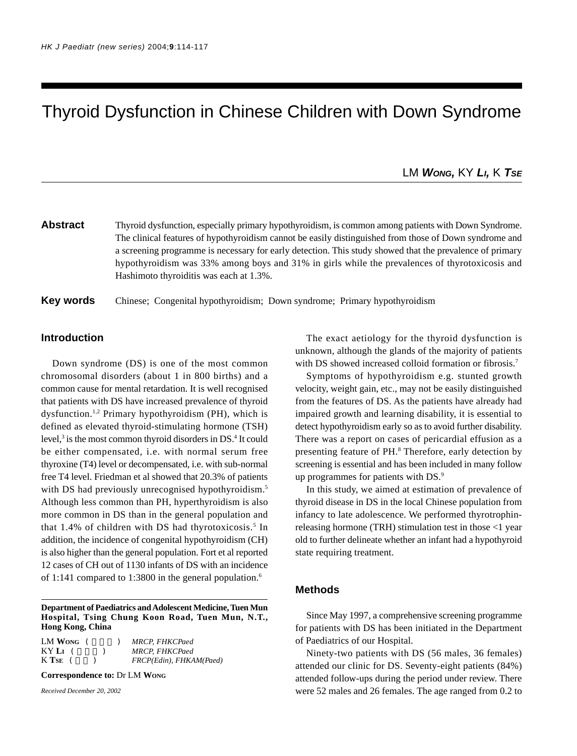# Thyroid Dysfunction in Chinese Children with Down Syndrome

LM **Wong**, KY **Li**, K **Tse**

**Abstract** Thyroid dysfunction, especially primary hypothyroidism, is common among patients with Down Syndrome. The clinical features of hypothyroidism cannot be easily distinguished from those of Down syndrome and a screening programme is necessary for early detection. This study showed that the prevalence of primary hypothyroidism was 33% among boys and 31% in girls while the prevalences of thyrotoxicosis and Hashimoto thyroiditis was each at 1.3%.

**Key words** Chinese; Congenital hypothyroidism; Down syndrome; Primary hypothyroidism

## Introduction

Down syndrome (DS) is one of the most common chromosomal disorders (about 1 in 800 births) and a common cause for mental retardation. It is well recognised that patients with DS have increased prevalence of thyroid dysfunction.[1,2] Primary hypothyroidism (PH), which is defined as elevated thyroid-stimulating hormone (TSH) level,[3] is the most common thyroid disorders in DS.[4] It could be either compensated, i.e. with normal serum free thyroxine (T4) level or decompensated, i.e. with sub-normal free T4 level. Friedman et al showed that 20.3% of patients with DS had previously unrecognised hypothyroidism.[5] Although less common than PH, hyperthyroidism is also more common in DS than in the general population and that 1.4% of children with DS had thyrotoxicosis.[5] In addition, the incidence of congenital hypothyroidism (CH) is also higher than the general population. Fort et al reported 12 cases of CH out of 1130 infants of DS with an incidence of 1:141 compared to 1:3800 in the general population.[6]

The exact aetiology for the thyroid dysfunction is unknown, although the glands of the majority of patients with DS showed increased colloid formation or fibrosis.[7]

Symptoms of hypothyroidism e.g. stunted growth velocity, weight gain, etc., may not be easily distinguished from the features of DS. As the patients have already had impaired growth and learning disability, it is essential to detect hypothyroidism early so as to avoid further disability. There was a report on cases of pericardial effusion as a presenting feature of PH.[8] Therefore, early detection by screening is essential and has been included in many follow up programmes for patients with DS.[9]

In this study, we aimed at estimation of prevalence of thyroid disease in DS in the local Chinese population from infancy to late adolescence. We performed thyrotrophin-releasing hormone (TRH) stimulation test in those <1 year old to further delineate whether an infant had a hypothyroid state requiring treatment.

## Methods

Since May 1997, a comprehensive screening programme for patients with DS has been initiated in the Department of Paediatrics of our Hospital.

Ninety-two patients with DS (56 males, 36 females) attended our clinic for DS. Seventy-eight patients (84%) attended follow-ups during the period under review. There were 52 males and 26 females. The age ranged from 0.2 to

---

**Department of Paediatrics and Adolescent Medicine, Tuen Mun Hospital, Tsing Chung Koon Road, Tuen Mun, N.T., Hong Kong, China**

LM **Wong** ( ) *MRCP, FHKCPaed*
KY **Li** ( ) *MRCP, FHKCPaed*
K **Tse** ( ) *FRCP(Edin), FHKAM(Paed)*

**Correspondence to:** Dr LM **Wong**

*Received December 20, 2002*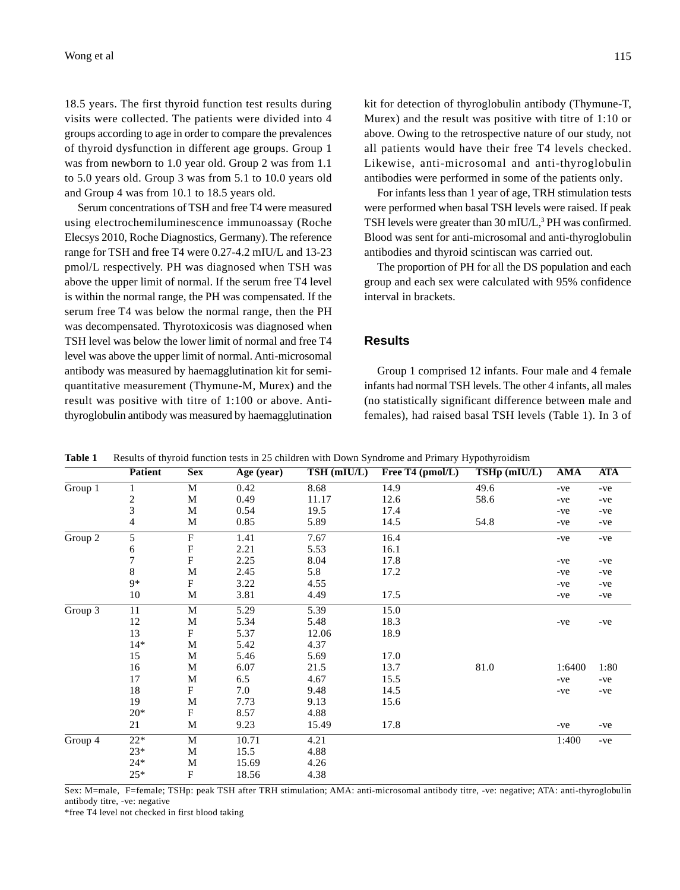18.5 years. The first thyroid function test results during visits were collected. The patients were divided into 4 groups according to age in order to compare the prevalences of thyroid dysfunction in different age groups. Group 1 was from newborn to 1.0 year old. Group 2 was from 1.1 to 5.0 years old. Group 3 was from 5.1 to 10.0 years old and Group 4 was from 10.1 to 18.5 years old.

Serum concentrations of TSH and free T4 were measured using electrochemiluminescence immunoassay (Roche Elecsys 2010, Roche Diagnostics, Germany). The reference range for TSH and free T4 were 0.27-4.2 mIU/L and 13-23 pmol/L respectively. PH was diagnosed when TSH was above the upper limit of normal. If the serum free T4 level is within the normal range, the PH was compensated. If the serum free T4 was below the normal range, then the PH was decompensated. Thyrotoxicosis was diagnosed when TSH level was below the lower limit of normal and free T4 level was above the upper limit of normal. Anti-microsomal antibody was measured by haemagglutination kit for semi-quantitative measurement (Thymune-M, Murex) and the result was positive with titre of 1:100 or above. Anti-thyroglobulin antibody was measured by haemagglutination kit for detection of thyroglobulin antibody (Thymune-T, Murex) and the result was positive with titre of 1:10 or above. Owing to the retrospective nature of our study, not all patients would have their free T4 levels checked. Likewise, anti-microsomal and anti-thyroglobulin antibodies were performed in some of the patients only.

For infants less than 1 year of age, TRH stimulation tests were performed when basal TSH levels were raised. If peak TSH levels were greater than 30 mIU/L,[3] PH was confirmed. Blood was sent for anti-microsomal and anti-thyroglobulin antibodies and thyroid scintiscan was carried out.

The proportion of PH for all the DS population and each group and each sex were calculated with 95% confidence interval in brackets.

## Results

Group 1 comprised 12 infants. Four male and 4 female infants had normal TSH levels. The other 4 infants, all males (no statistically significant difference between male and females), had raised basal TSH levels (Table 1). In 3 of

**Table 1** Results of thyroid function tests in 25 children with Down Syndrome and Primary Hypothyroidism

| | Patient | Sex | Age (year) | TSH (mIU/L) | Free T4 (pmol/L) | TSHp (mIU/L) | AMA | ATA |
|---|---|---|---|---|---|---|---|---|
| Group 1 | 1 | M | 0.42 | 8.68 | 14.9 | 49.6 | -ve | -ve |
| | 2 | M | 0.49 | 11.17 | 12.6 | 58.6 | -ve | -ve |
| | 3 | M | 0.54 | 19.5 | 17.4 | | -ve | -ve |
| | 4 | M | 0.85 | 5.89 | 14.5 | 54.8 | -ve | -ve |
| Group 2 | 5 | F | 1.41 | 7.67 | 16.4 | | -ve | -ve |
| | 6 | F | 2.21 | 5.53 | 16.1 | | | |
| | 7 | F | 2.25 | 8.04 | 17.8 | | -ve | -ve |
| | 8 | M | 2.45 | 5.8 | 17.2 | | -ve | -ve |
| | 9* | F | 3.22 | 4.55 | | | -ve | -ve |
| | 10 | M | 3.81 | 4.49 | 17.5 | | -ve | -ve |
| Group 3 | 11 | M | 5.29 | 5.39 | 15.0 | | | |
| | 12 | M | 5.34 | 5.48 | 18.3 | | -ve | -ve |
| | 13 | F | 5.37 | 12.06 | 18.9 | | | |
| | 14* | M | 5.42 | 4.37 | | | | |
| | 15 | M | 5.46 | 5.69 | 17.0 | | | |
| | 16 | M | 6.07 | 21.5 | 13.7 | 81.0 | 1:6400 | 1:80 |
| | 17 | M | 6.5 | 4.67 | 15.5 | | -ve | -ve |
| | 18 | F | 7.0 | 9.48 | 14.5 | | -ve | -ve |
| | 19 | M | 7.73 | 9.13 | 15.6 | | | |
| | 20* | F | 8.57 | 4.88 | | | | |
| | 21 | M | 9.23 | 15.49 | 17.8 | | -ve | -ve |
| Group 4 | 22* | M | 10.71 | 4.21 | | | 1:400 | -ve |
| | 23* | M | 15.5 | 4.88 | | | | |
| | 24* | M | 15.69 | 4.26 | | | | |
| | 25* | F | 18.56 | 4.38 | | | | |

Sex: M=male, F=female; TSHp: peak TSH after TRH stimulation; AMA: anti-microsomal antibody titre, -ve: negative; ATA: anti-thyroglobulin antibody titre, -ve: negative

*free T4 level not checked in first blood taking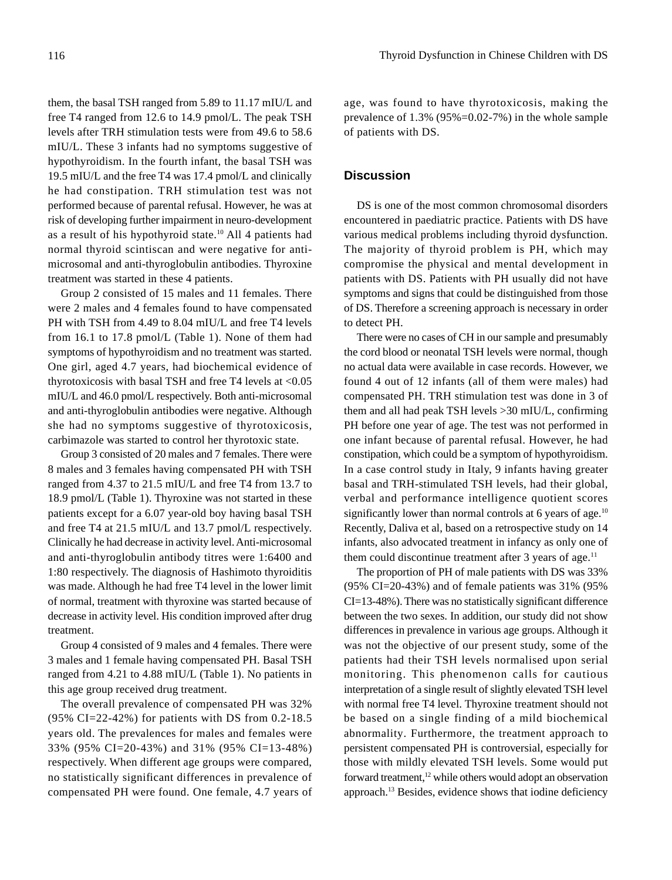them, the basal TSH ranged from 5.89 to 11.17 mIU/L and free T4 ranged from 12.6 to 14.9 pmol/L. The peak TSH levels after TRH stimulation tests were from 49.6 to 58.6 mIU/L. These 3 infants had no symptoms suggestive of hypothyroidism. In the fourth infant, the basal TSH was 19.5 mIU/L and the free T4 was 17.4 pmol/L and clinically he had constipation. TRH stimulation test was not performed because of parental refusal. However, he was at risk of developing further impairment in neuro-development as a result of his hypothyroid state.[10] All 4 patients had normal thyroid scintiscan and were negative for anti-microsomal and anti-thyroglobulin antibodies. Thyroxine treatment was started in these 4 patients.

Group 2 consisted of 15 males and 11 females. There were 2 males and 4 females found to have compensated PH with TSH from 4.49 to 8.04 mIU/L and free T4 levels from 16.1 to 17.8 pmol/L (Table 1). None of them had symptoms of hypothyroidism and no treatment was started. One girl, aged 4.7 years, had biochemical evidence of thyrotoxicosis with basal TSH and free T4 levels at <0.05 mIU/L and 46.0 pmol/L respectively. Both anti-microsomal and anti-thyroglobulin antibodies were negative. Although she had no symptoms suggestive of thyrotoxicosis, carbimazole was started to control her thyrotoxic state.

Group 3 consisted of 20 males and 7 females. There were 8 males and 3 females having compensated PH with TSH ranged from 4.37 to 21.5 mIU/L and free T4 from 13.7 to 18.9 pmol/L (Table 1). Thyroxine was not started in these patients except for a 6.07 year-old boy having basal TSH and free T4 at 21.5 mIU/L and 13.7 pmol/L respectively. Clinically he had decrease in activity level. Anti-microsomal and anti-thyroglobulin antibody titres were 1:6400 and 1:80 respectively. The diagnosis of Hashimoto thyroiditis was made. Although he had free T4 level in the lower limit of normal, treatment with thyroxine was started because of decrease in activity level. His condition improved after drug treatment.

Group 4 consisted of 9 males and 4 females. There were 3 males and 1 female having compensated PH. Basal TSH ranged from 4.21 to 4.88 mIU/L (Table 1). No patients in this age group received drug treatment.

The overall prevalence of compensated PH was 32% (95% CI=22-42%) for patients with DS from 0.2-18.5 years old. The prevalences for males and females were 33% (95% CI=20-43%) and 31% (95% CI=13-48%) respectively. When different age groups were compared, no statistically significant differences in prevalence of compensated PH were found. One female, 4.7 years of age, was found to have thyrotoxicosis, making the prevalence of 1.3% (95%=0.02-7%) in the whole sample of patients with DS.

## Discussion

DS is one of the most common chromosomal disorders encountered in paediatric practice. Patients with DS have various medical problems including thyroid dysfunction. The majority of thyroid problem is PH, which may compromise the physical and mental development in patients with DS. Patients with PH usually did not have symptoms and signs that could be distinguished from those of DS. Therefore a screening approach is necessary in order to detect PH.

There were no cases of CH in our sample and presumably the cord blood or neonatal TSH levels were normal, though no actual data were available in case records. However, we found 4 out of 12 infants (all of them were males) had compensated PH. TRH stimulation test was done in 3 of them and all had peak TSH levels >30 mIU/L, confirming PH before one year of age. The test was not performed in one infant because of parental refusal. However, he had constipation, which could be a symptom of hypothyroidism. In a case control study in Italy, 9 infants having greater basal and TRH-stimulated TSH levels, had their global, verbal and performance intelligence quotient scores significantly lower than normal controls at 6 years of age.[10] Recently, Daliva et al, based on a retrospective study on 14 infants, also advocated treatment in infancy as only one of them could discontinue treatment after 3 years of age.[11]

The proportion of PH of male patients with DS was 33% (95% CI=20-43%) and of female patients was 31% (95% CI=13-48%). There was no statistically significant difference between the two sexes. In addition, our study did not show differences in prevalence in various age groups. Although it was not the objective of our present study, some of the patients had their TSH levels normalised upon serial monitoring. This phenomenon calls for cautious interpretation of a single result of slightly elevated TSH level with normal free T4 level. Thyroxine treatment should not be based on a single finding of a mild biochemical abnormality. Furthermore, the treatment approach to persistent compensated PH is controversial, especially for those with mildly elevated TSH levels. Some would put forward treatment,[12] while others would adopt an observation approach.[13] Besides, evidence shows that iodine deficiency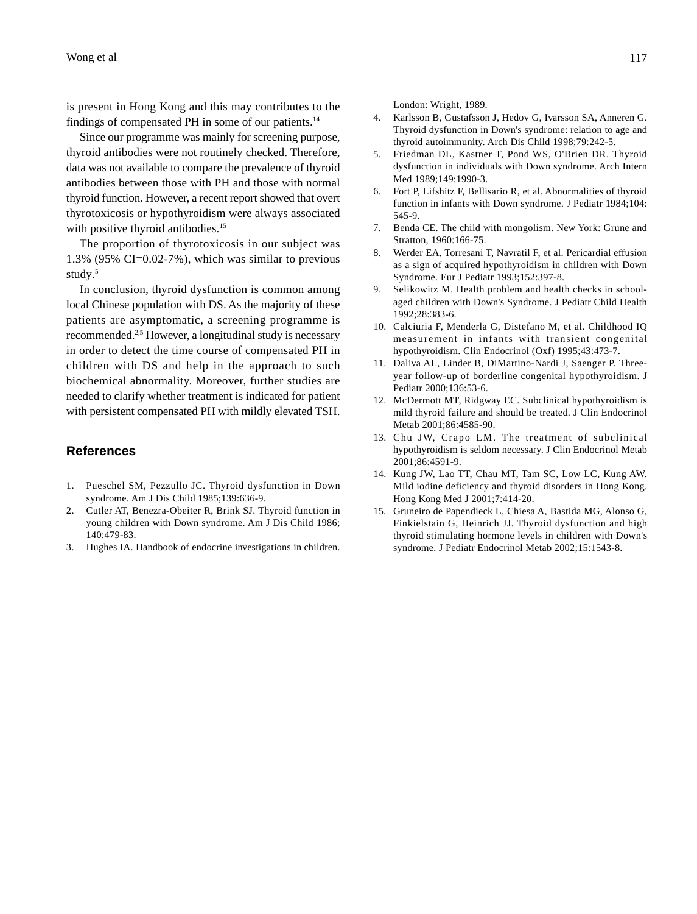is present in Hong Kong and this may contributes to the findings of compensated PH in some of our patients.[14]

Since our programme was mainly for screening purpose, thyroid antibodies were not routinely checked. Therefore, data was not available to compare the prevalence of thyroid antibodies between those with PH and those with normal thyroid function. However, a recent report showed that overt thyrotoxicosis or hypothyroidism were always associated with positive thyroid antibodies.[15]

The proportion of thyrotoxicosis in our subject was 1.3% (95% CI=0.02-7%), which was similar to previous study.[5]

In conclusion, thyroid dysfunction is common among local Chinese population with DS. As the majority of these patients are asymptomatic, a screening programme is recommended.[2,5] However, a longitudinal study is necessary in order to detect the time course of compensated PH in children with DS and help in the approach to such biochemical abnormality. Moreover, further studies are needed to clarify whether treatment is indicated for patient with persistent compensated PH with mildly elevated TSH.

## References

1. Pueschel SM, Pezzullo JC. Thyroid dysfunction in Down syndrome. Am J Dis Child 1985;139:636-9.
2. Cutler AT, Benezra-Obeiter R, Brink SJ. Thyroid function in young children with Down syndrome. Am J Dis Child 1986; 140:479-83.
3. Hughes IA. Handbook of endocrine investigations in children. London: Wright, 1989.
4. Karlsson B, Gustafsson J, Hedov G, Ivarsson SA, Anneren G. Thyroid dysfunction in Down's syndrome: relation to age and thyroid autoimmunity. Arch Dis Child 1998;79:242-5.
5. Friedman DL, Kastner T, Pond WS, O'Brien DR. Thyroid dysfunction in individuals with Down syndrome. Arch Intern Med 1989;149:1990-3.
6. Fort P, Lifshitz F, Bellisario R, et al. Abnormalities of thyroid function in infants with Down syndrome. J Pediatr 1984;104: 545-9.
7. Benda CE. The child with mongolism. New York: Grune and Stratton, 1960:166-75.
8. Werder EA, Torresani T, Navratil F, et al. Pericardial effusion as a sign of acquired hypothyroidism in children with Down Syndrome. Eur J Pediatr 1993;152:397-8.
9. Selikowitz M. Health problem and health checks in school-aged children with Down's Syndrome. J Pediatr Child Health 1992;28:383-6.
10. Calciuria F, Menderla G, Distefano M, et al. Childhood IQ measurement in infants with transient congenital hypothyroidism. Clin Endocrinol (Oxf) 1995;43:473-7.
11. Daliva AL, Linder B, DiMartino-Nardi J, Saenger P. Three-year follow-up of borderline congenital hypothyroidism. J Pediatr 2000;136:53-6.
12. McDermott MT, Ridgway EC. Subclinical hypothyroidism is mild thyroid failure and should be treated. J Clin Endocrinol Metab 2001;86:4585-90.
13. Chu JW, Crapo LM. The treatment of subclinical hypothyroidism is seldom necessary. J Clin Endocrinol Metab 2001;86:4591-9.
14. Kung JW, Lao TT, Chau MT, Tam SC, Low LC, Kung AW. Mild iodine deficiency and thyroid disorders in Hong Kong. Hong Kong Med J 2001;7:414-20.
15. Gruneiro de Papendieck L, Chiesa A, Bastida MG, Alonso G, Finkielstain G, Heinrich JJ. Thyroid dysfunction and high thyroid stimulating hormone levels in children with Down's syndrome. J Pediatr Endocrinol Metab 2002;15:1543-8.